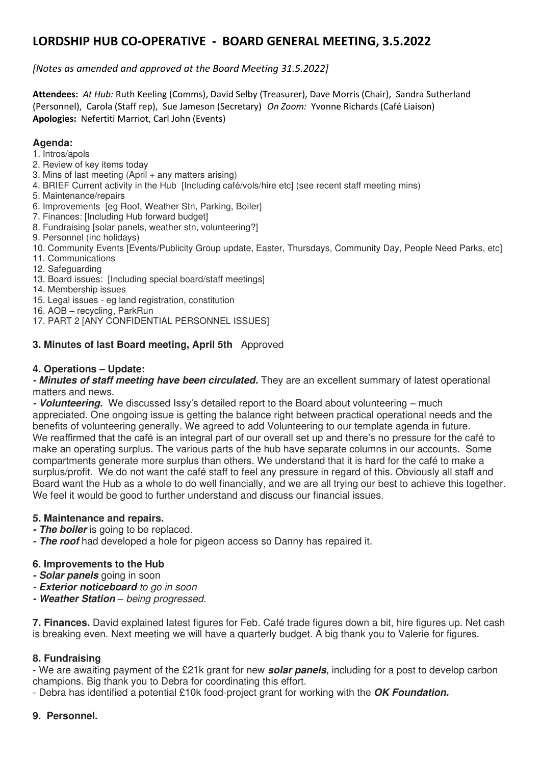# LORDSHIP HUB CO-OPERATIVE - BOARD GENERAL MEETING, 3.5.2022

*[Notes as amended and approved at the Board Meeting 31.5.2022]*

**Attendees:** *At Hub:* Ruth Keeling (Comms), David Selby (Treasurer), Dave Morris (Chair), Sandra Sutherland (Personnel), Carola (Staff rep), Sue Jameson (Secretary) *On Zoom:* Yvonne Richards (Café Liaison)
**Apologies:** Nefertiti Marriot, Carl John (Events)

**Agenda:**

1. Intros/apols
2. Review of key items today
3. Mins of last meeting (April + any matters arising)
4. BRIEF Current activity in the Hub [Including café/vols/hire etc] (see recent staff meeting mins)
5. Maintenance/repairs
6. Improvements [eg Roof, Weather Stn, Parking, Boiler]
7. Finances: [Including Hub forward budget]
8. Fundraising [solar panels, weather stn, volunteering?]
9. Personnel (inc holidays)
10. Community Events [Events/Publicity Group update, Easter, Thursdays, Community Day, People Need Parks, etc]
11. Communications
12. Safeguarding
13. Board issues: [Including special board/staff meetings]
14. Membership issues
15. Legal issues - eg land registration, constitution
16. AOB – recycling, ParkRun
17. PART 2 [ANY CONFIDENTIAL PERSONNEL ISSUES]

**3. Minutes of last Board meeting, April 5th** Approved

**4. Operations – Update:**

***- Minutes of staff meeting have been circulated.*** They are an excellent summary of latest operational matters and news.

***- Volunteering.*** We discussed Issy's detailed report to the Board about volunteering – much appreciated. One ongoing issue is getting the balance right between practical operational needs and the benefits of volunteering generally. We agreed to add Volunteering to our template agenda in future.
We reaffirmed that the café is an integral part of our overall set up and there's no pressure for the café to make an operating surplus. The various parts of the hub have separate columns in our accounts. Some compartments generate more surplus than others. We understand that it is hard for the café to make a surplus/profit. We do not want the café staff to feel any pressure in regard of this. Obviously all staff and Board want the Hub as a whole to do well financially, and we are all trying our best to achieve this together. We feel it would be good to further understand and discuss our financial issues.

**5. Maintenance and repairs.**

***- The boiler*** is going to be replaced.
***- The roof*** had developed a hole for pigeon access so Danny has repaired it.

**6. Improvements to the Hub**

***- Solar panels*** going in soon
***- Exterior noticeboard*** *to go in soon*
***- Weather Station*** *– being progressed.*

**7. Finances.** David explained latest figures for Feb. Café trade figures down a bit, hire figures up. Net cash is breaking even. Next meeting we will have a quarterly budget. A big thank you to Valerie for figures.

**8. Fundraising**

- We are awaiting payment of the £21k grant for new ***solar panels***, including for a post to develop carbon champions. Big thank you to Debra for coordinating this effort.
- Debra has identified a potential £10k food-project grant for working with the ***OK Foundation.***

**9. Personnel.**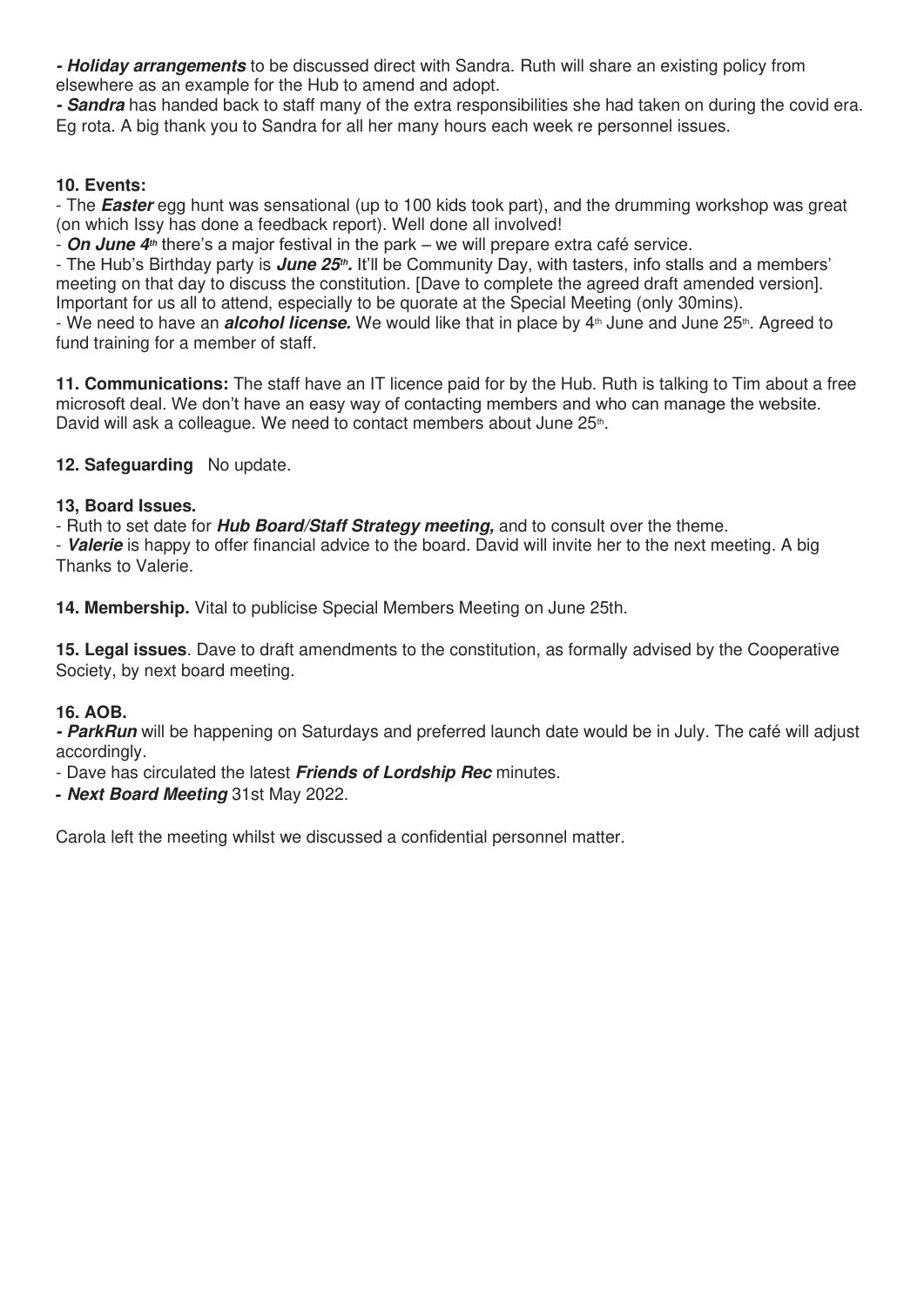***- Holiday arrangements*** to be discussed direct with Sandra. Ruth will share an existing policy from elsewhere as an example for the Hub to amend and adopt.

***- Sandra*** has handed back to staff many of the extra responsibilities she had taken on during the covid era. Eg rota. A big thank you to Sandra for all her many hours each week re personnel issues.

**10. Events:**

- The ***Easter*** egg hunt was sensational (up to 100 kids took part), and the drumming workshop was great (on which Issy has done a feedback report). Well done all involved!
- ***On June 4th*** there's a major festival in the park – we will prepare extra café service.
- The Hub's Birthday party is ***June 25th.*** It'll be Community Day, with tasters, info stalls and a members' meeting on that day to discuss the constitution. [Dave to complete the agreed draft amended version]. Important for us all to attend, especially to be quorate at the Special Meeting (only 30mins).
- We need to have an ***alcohol license.*** We would like that in place by 4th June and June 25th. Agreed to fund training for a member of staff.

**11. Communications:** The staff have an IT licence paid for by the Hub. Ruth is talking to Tim about a free microsoft deal. We don't have an easy way of contacting members and who can manage the website. David will ask a colleague. We need to contact members about June 25th.

**12. Safeguarding** No update.

**13, Board Issues.**

- Ruth to set date for ***Hub Board/Staff Strategy meeting,*** and to consult over the theme.
- ***Valerie*** is happy to offer financial advice to the board. David will invite her to the next meeting. A big Thanks to Valerie.

**14. Membership.** Vital to publicise Special Members Meeting on June 25th.

**15. Legal issues**. Dave to draft amendments to the constitution, as formally advised by the Cooperative Society, by next board meeting.

**16. AOB.**

***- ParkRun*** will be happening on Saturdays and preferred launch date would be in July. The café will adjust accordingly.

- Dave has circulated the latest ***Friends of Lordship Rec*** minutes.

***- Next Board Meeting*** 31st May 2022.

Carola left the meeting whilst we discussed a confidential personnel matter.